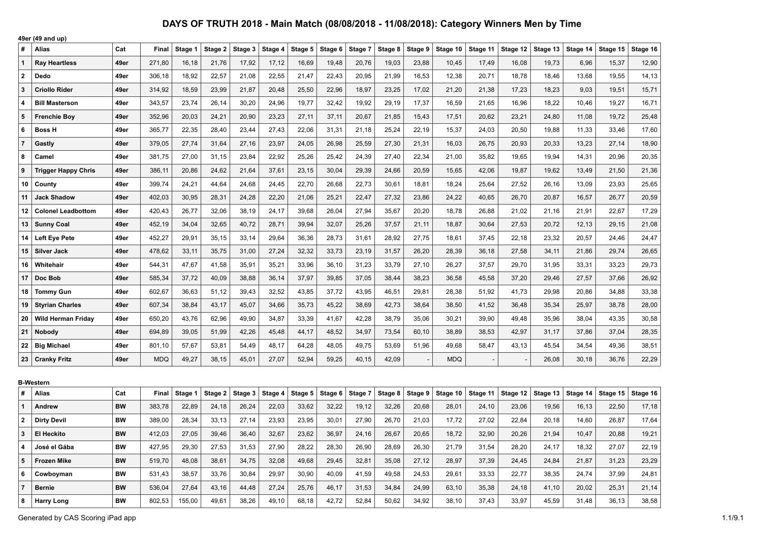# DAYS OF TRUTH 2018 - Main Match (08/08/2018 - 11/08/2018): Category Winners Men by Time

### 49er (49 and up)

| # | Alias | Cat | Final | Stage 1 | Stage 2 | Stage 3 | Stage 4 | Stage 5 | Stage 6 | Stage 7 | Stage 8 | Stage 9 | Stage 10 | Stage 11 | Stage 12 | Stage 13 | Stage 14 | Stage 15 | Stage 16 |
|---|---|---|---|---|---|---|---|---|---|---|---|---|---|---|---|---|---|---|---|
| 1 | **Ray Heartless** | **49er** | 271,80 | 16,18 | 21,76 | 17,92 | 17,12 | 16,69 | 19,48 | 20,76 | 19,03 | 23,88 | 10,45 | 17,49 | 16,08 | 19,73 | 6,96 | 15,37 | 12,90 |
| 2 | **Dedo** | **49er** | 306,18 | 18,92 | 22,57 | 21,08 | 22,55 | 21,47 | 22,43 | 20,95 | 21,99 | 16,53 | 12,38 | 20,71 | 18,78 | 18,46 | 13,68 | 19,55 | 14,13 |
| 3 | **Criollo Rider** | **49er** | 314,92 | 18,59 | 23,99 | 21,87 | 20,48 | 25,50 | 22,96 | 18,97 | 23,25 | 17,02 | 21,20 | 21,38 | 17,23 | 18,23 | 9,03 | 19,51 | 15,71 |
| 4 | **Bill Masterson** | **49er** | 343,57 | 23,74 | 26,14 | 30,20 | 24,96 | 19,77 | 32,42 | 19,92 | 29,19 | 17,37 | 16,59 | 21,65 | 16,96 | 18,22 | 10,46 | 19,27 | 16,71 |
| 5 | **Frenchie Boy** | **49er** | 352,96 | 20,03 | 24,21 | 20,90 | 23,23 | 27,11 | 37,11 | 20,67 | 21,85 | 15,43 | 17,51 | 20,62 | 23,21 | 24,80 | 11,08 | 19,72 | 25,48 |
| 6 | **Boss H** | **49er** | 365,77 | 22,35 | 28,40 | 23,44 | 27,43 | 22,06 | 31,31 | 21,18 | 25,24 | 22,19 | 15,37 | 24,03 | 20,50 | 19,88 | 11,33 | 33,46 | 17,60 |
| 7 | **Gastly** | **49er** | 379,05 | 27,74 | 31,64 | 27,16 | 23,97 | 24,05 | 26,98 | 25,59 | 27,30 | 21,31 | 16,03 | 26,75 | 20,93 | 20,33 | 13,23 | 27,14 | 18,90 |
| 8 | **Camel** | **49er** | 381,75 | 27,00 | 31,15 | 23,84 | 22,92 | 25,26 | 25,42 | 24,39 | 27,40 | 22,34 | 21,00 | 35,82 | 19,65 | 19,94 | 14,31 | 20,96 | 20,35 |
| 9 | **Trigger Happy Chris** | **49er** | 386,11 | 20,86 | 24,62 | 21,64 | 37,61 | 23,15 | 30,04 | 29,39 | 24,66 | 20,59 | 15,65 | 42,06 | 19,87 | 19,62 | 13,49 | 21,50 | 21,36 |
| 10 | **County** | **49er** | 399,74 | 24,21 | 44,64 | 24,68 | 24,45 | 22,70 | 26,68 | 22,73 | 30,61 | 18,81 | 18,24 | 25,64 | 27,52 | 26,16 | 13,09 | 23,93 | 25,65 |
| 11 | **Jack Shadow** | **49er** | 402,03 | 30,95 | 28,31 | 24,28 | 22,20 | 21,06 | 25,21 | 22,47 | 27,32 | 23,86 | 24,22 | 40,65 | 26,70 | 20,87 | 16,57 | 26,77 | 20,59 |
| 12 | **Colonel Leadbottom** | **49er** | 420,43 | 26,77 | 32,06 | 38,19 | 24,17 | 39,68 | 26,04 | 27,94 | 35,67 | 20,20 | 18,78 | 26,88 | 21,02 | 21,16 | 21,91 | 22,67 | 17,29 |
| 13 | **Sunny Coal** | **49er** | 452,19 | 34,04 | 32,65 | 40,72 | 28,71 | 39,94 | 32,07 | 25,26 | 37,57 | 21,11 | 18,87 | 30,64 | 27,53 | 20,72 | 12,13 | 29,15 | 21,08 |
| 14 | **Left Eye Pete** | **49er** | 452,27 | 29,91 | 35,15 | 33,14 | 29,64 | 36,36 | 28,73 | 31,61 | 28,92 | 27,75 | 18,61 | 37,45 | 22,18 | 23,32 | 20,57 | 24,46 | 24,47 |
| 15 | **Silver Jack** | **49er** | 478,62 | 33,11 | 35,75 | 31,00 | 27,24 | 32,32 | 33,73 | 23,19 | 31,57 | 26,20 | 28,39 | 36,18 | 27,58 | 34,11 | 21,86 | 29,74 | 26,65 |
| 16 | **Whitehair** | **49er** | 544,31 | 47,67 | 41,58 | 35,91 | 35,21 | 33,96 | 36,10 | 31,23 | 33,79 | 27,10 | 26,27 | 37,57 | 29,70 | 31,95 | 33,31 | 33,23 | 29,73 |
| 17 | **Doc Bob** | **49er** | 585,34 | 37,72 | 40,09 | 38,88 | 36,14 | 37,97 | 39,85 | 37,05 | 38,44 | 38,23 | 36,58 | 45,58 | 37,20 | 29,46 | 27,57 | 37,66 | 26,92 |
| 18 | **Tommy Gun** | **49er** | 602,67 | 36,63 | 51,12 | 39,43 | 32,52 | 43,85 | 37,72 | 43,95 | 46,51 | 29,81 | 28,38 | 51,92 | 41,73 | 29,98 | 20,86 | 34,88 | 33,38 |
| 19 | **Styrian Charles** | **49er** | 607,34 | 38,84 | 43,17 | 45,07 | 34,66 | 35,73 | 45,22 | 38,69 | 42,73 | 38,64 | 38,50 | 41,52 | 36,48 | 35,34 | 25,97 | 38,78 | 28,00 |
| 20 | **Wild Herman Friday** | **49er** | 650,20 | 43,76 | 62,96 | 49,90 | 34,87 | 33,39 | 41,67 | 42,28 | 38,79 | 35,06 | 30,21 | 39,90 | 49,48 | 35,96 | 38,04 | 43,35 | 30,58 |
| 21 | **Nobody** | **49er** | 694,89 | 39,05 | 51,99 | 42,26 | 45,48 | 44,17 | 48,52 | 34,97 | 73,54 | 60,10 | 38,89 | 38,53 | 42,97 | 31,17 | 37,86 | 37,04 | 28,35 |
| 22 | **Big Michael** | **49er** | 801,10 | 57,67 | 53,81 | 54,49 | 48,17 | 64,28 | 48,05 | 49,75 | 53,69 | 51,96 | 49,68 | 58,47 | 43,13 | 45,54 | 34,54 | 49,36 | 38,51 |
| 23 | **Cranky Fritz** | **49er** | MDQ | 49,27 | 38,15 | 45,01 | 27,07 | 52,94 | 59,25 | 40,15 | 42,09 | - | MDQ | - | - | 26,08 | 30,18 | 36,76 | 22,29 |

### B-Western

| # | Alias | Cat | Final | Stage 1 | Stage 2 | Stage 3 | Stage 4 | Stage 5 | Stage 6 | Stage 7 | Stage 8 | Stage 9 | Stage 10 | Stage 11 | Stage 12 | Stage 13 | Stage 14 | Stage 15 | Stage 16 |
|---|---|---|---|---|---|---|---|---|---|---|---|---|---|---|---|---|---|---|---|
| 1 | **Andrew** | **BW** | 383,78 | 22,89 | 24,18 | 26,24 | 22,03 | 33,62 | 32,22 | 19,12 | 32,26 | 20,68 | 28,01 | 24,10 | 23,06 | 19,56 | 16,13 | 22,50 | 17,18 |
| 2 | **Dirty Devil** | **BW** | 389,00 | 28,34 | 33,13 | 27,14 | 23,93 | 23,95 | 30,01 | 27,90 | 26,70 | 21,03 | 17,72 | 27,02 | 22,84 | 20,18 | 14,60 | 26,87 | 17,64 |
| 3 | **El Heckito** | **BW** | 412,03 | 27,05 | 39,46 | 36,40 | 32,67 | 23,62 | 36,97 | 24,16 | 26,67 | 20,65 | 18,72 | 32,90 | 20,26 | 21,94 | 10,47 | 20,88 | 19,21 |
| 4 | **José el Gába** | **BW** | 427,95 | 29,30 | 27,53 | 31,53 | 27,90 | 28,22 | 28,30 | 26,90 | 28,69 | 26,30 | 21,79 | 31,54 | 28,20 | 24,17 | 18,32 | 27,07 | 22,19 |
| 5 | **Frozen Mike** | **BW** | 519,70 | 48,08 | 38,61 | 34,75 | 32,08 | 49,68 | 29,45 | 32,81 | 35,08 | 27,12 | 28,97 | 37,39 | 24,45 | 24,84 | 21,87 | 31,23 | 23,29 |
| 6 | **Cowboyman** | **BW** | 531,43 | 38,57 | 33,76 | 30,84 | 29,97 | 30,90 | 40,09 | 41,59 | 49,58 | 24,53 | 29,61 | 33,33 | 22,77 | 38,35 | 24,74 | 37,99 | 24,81 |
| 7 | **Bernie** | **BW** | 536,04 | 27,64 | 43,16 | 44,48 | 27,24 | 25,76 | 46,17 | 31,53 | 34,84 | 24,99 | 63,10 | 35,38 | 24,18 | 41,10 | 20,02 | 25,31 | 21,14 |
| 8 | **Harry Long** | **BW** | 802,53 | 155,00 | 49,61 | 38,26 | 49,10 | 68,18 | 42,72 | 52,84 | 50,62 | 34,92 | 38,10 | 37,43 | 33,97 | 45,59 | 31,48 | 36,13 | 38,58 |

Generated by CAS Scoring iPad app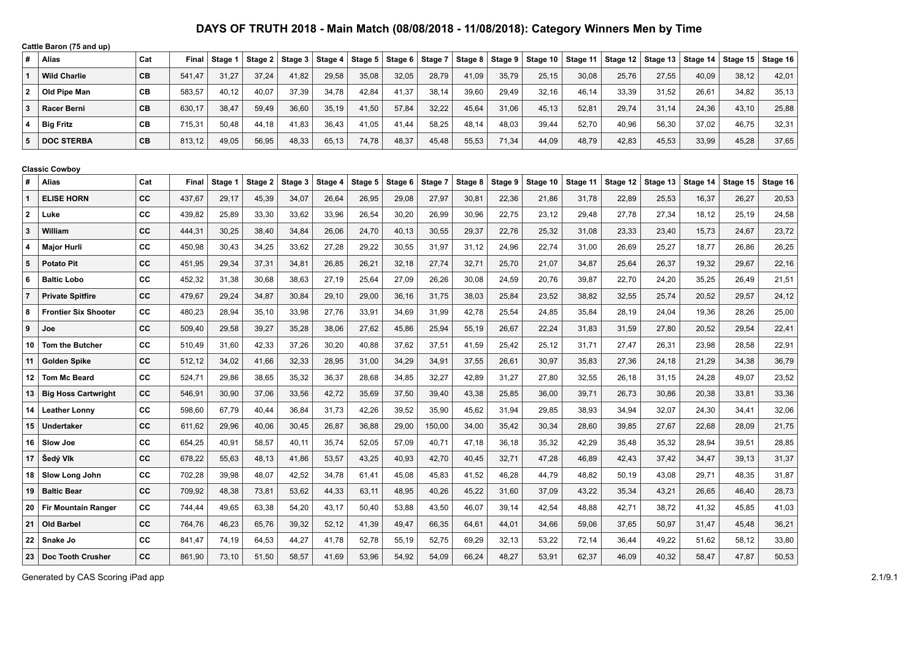# DAYS OF TRUTH 2018 - Main Match (08/08/2018 - 11/08/2018): Category Winners Men by Time

**Cattle Baron (75 and up)**

| # | Alias | Cat | Final | Stage 1 | Stage 2 | Stage 3 | Stage 4 | Stage 5 | Stage 6 | Stage 7 | Stage 8 | Stage 9 | Stage 10 | Stage 11 | Stage 12 | Stage 13 | Stage 14 | Stage 15 | Stage 16 |
|---|---|---|---|---|---|---|---|---|---|---|---|---|---|---|---|---|---|---|---|
| 1 | **Wild Charlie** | **CB** | 541,47 | 31,27 | 37,24 | 41,82 | 29,58 | 35,08 | 32,05 | 28,79 | 41,09 | 35,79 | 25,15 | 30,08 | 25,76 | 27,55 | 40,09 | 38,12 | 42,01 |
| 2 | **Old Pipe Man** | **CB** | 583,57 | 40,12 | 40,07 | 37,39 | 34,78 | 42,84 | 41,37 | 38,14 | 39,60 | 29,49 | 32,16 | 46,14 | 33,39 | 31,52 | 26,61 | 34,82 | 35,13 |
| 3 | **Racer Berni** | **CB** | 630,17 | 38,47 | 59,49 | 36,60 | 35,19 | 41,50 | 57,84 | 32,22 | 45,64 | 31,06 | 45,13 | 52,81 | 29,74 | 31,14 | 24,36 | 43,10 | 25,88 |
| 4 | **Big Fritz** | **CB** | 715,31 | 50,48 | 44,18 | 41,83 | 36,43 | 41,05 | 41,44 | 58,25 | 48,14 | 48,03 | 39,44 | 52,70 | 40,96 | 56,30 | 37,02 | 46,75 | 32,31 |
| 5 | **DOC STERBA** | **CB** | 813,12 | 49,05 | 56,95 | 48,33 | 65,13 | 74,78 | 48,37 | 45,48 | 55,53 | 71,34 | 44,09 | 48,79 | 42,83 | 45,53 | 33,99 | 45,28 | 37,65 |

**Classic Cowboy**

| # | Alias | Cat | Final | Stage 1 | Stage 2 | Stage 3 | Stage 4 | Stage 5 | Stage 6 | Stage 7 | Stage 8 | Stage 9 | Stage 10 | Stage 11 | Stage 12 | Stage 13 | Stage 14 | Stage 15 | Stage 16 |
|---|---|---|---|---|---|---|---|---|---|---|---|---|---|---|---|---|---|---|---|
| 1 | **ELISE HORN** | **CC** | 437,67 | 29,17 | 45,39 | 34,07 | 26,64 | 26,95 | 29,08 | 27,97 | 30,81 | 22,36 | 21,86 | 31,78 | 22,89 | 25,53 | 16,37 | 26,27 | 20,53 |
| 2 | **Luke** | **CC** | 439,82 | 25,89 | 33,30 | 33,62 | 33,96 | 26,54 | 30,20 | 26,99 | 30,96 | 22,75 | 23,12 | 29,48 | 27,78 | 27,34 | 18,12 | 25,19 | 24,58 |
| 3 | **William** | **CC** | 444,31 | 30,25 | 38,40 | 34,84 | 26,06 | 24,70 | 40,13 | 30,55 | 29,37 | 22,76 | 25,32 | 31,08 | 23,33 | 23,40 | 15,73 | 24,67 | 23,72 |
| 4 | **Major Hurli** | **CC** | 450,98 | 30,43 | 34,25 | 33,62 | 27,28 | 29,22 | 30,55 | 31,97 | 31,12 | 24,96 | 22,74 | 31,00 | 26,69 | 25,27 | 18,77 | 26,86 | 26,25 |
| 5 | **Potato Pit** | **CC** | 451,95 | 29,34 | 37,31 | 34,81 | 26,85 | 26,21 | 32,18 | 27,74 | 32,71 | 25,70 | 21,07 | 34,87 | 25,64 | 26,37 | 19,32 | 29,67 | 22,16 |
| 6 | **Baltic Lobo** | **CC** | 452,32 | 31,38 | 30,68 | 38,63 | 27,19 | 25,64 | 27,09 | 26,26 | 30,08 | 24,59 | 20,76 | 39,87 | 22,70 | 24,20 | 35,25 | 26,49 | 21,51 |
| 7 | **Private Spitfire** | **CC** | 479,67 | 29,24 | 34,87 | 30,84 | 29,10 | 29,00 | 36,16 | 31,75 | 38,03 | 25,84 | 23,52 | 38,82 | 32,55 | 25,74 | 20,52 | 29,57 | 24,12 |
| 8 | **Frontier Six Shooter** | **CC** | 480,23 | 28,94 | 35,10 | 33,98 | 27,76 | 33,91 | 34,69 | 31,99 | 42,78 | 25,54 | 24,85 | 35,84 | 28,19 | 24,04 | 19,36 | 28,26 | 25,00 |
| 9 | **Joe** | **CC** | 509,40 | 29,58 | 39,27 | 35,28 | 38,06 | 27,62 | 45,86 | 25,94 | 55,19 | 26,67 | 22,24 | 31,83 | 31,59 | 27,80 | 20,52 | 29,54 | 22,41 |
| 10 | **Tom the Butcher** | **CC** | 510,49 | 31,60 | 42,33 | 37,26 | 30,20 | 40,88 | 37,62 | 37,51 | 41,59 | 25,42 | 25,12 | 31,71 | 27,47 | 26,31 | 23,98 | 28,58 | 22,91 |
| 11 | **Golden Spike** | **CC** | 512,12 | 34,02 | 41,66 | 32,33 | 28,95 | 31,00 | 34,29 | 34,91 | 37,55 | 26,61 | 30,97 | 35,83 | 27,36 | 24,18 | 21,29 | 34,38 | 36,79 |
| 12 | **Tom Mc Beard** | **CC** | 524,71 | 29,86 | 38,65 | 35,32 | 36,37 | 28,68 | 34,85 | 32,27 | 42,89 | 31,27 | 27,80 | 32,55 | 26,18 | 31,15 | 24,28 | 49,07 | 23,52 |
| 13 | **Big Hoss Cartwright** | **CC** | 546,91 | 30,90 | 37,06 | 33,56 | 42,72 | 35,69 | 37,50 | 39,40 | 43,38 | 25,85 | 36,00 | 39,71 | 26,73 | 30,86 | 20,38 | 33,81 | 33,36 |
| 14 | **Leather Lonny** | **CC** | 598,60 | 67,79 | 40,44 | 36,84 | 31,73 | 42,26 | 39,52 | 35,90 | 45,62 | 31,94 | 29,85 | 38,93 | 34,94 | 32,07 | 24,30 | 34,41 | 32,06 |
| 15 | **Undertaker** | **CC** | 611,62 | 29,96 | 40,06 | 30,45 | 26,87 | 36,88 | 29,00 | 150,00 | 34,00 | 35,42 | 30,34 | 28,60 | 39,85 | 27,67 | 22,68 | 28,09 | 21,75 |
| 16 | **Slow Joe** | **CC** | 654,25 | 40,91 | 58,57 | 40,11 | 35,74 | 52,05 | 57,09 | 40,71 | 47,18 | 36,18 | 35,32 | 42,29 | 35,48 | 35,32 | 28,94 | 39,51 | 28,85 |
| 17 | **Šedý Vlk** | **CC** | 678,22 | 55,63 | 48,13 | 41,86 | 53,57 | 43,25 | 40,93 | 42,70 | 40,45 | 32,71 | 47,28 | 46,89 | 42,43 | 37,42 | 34,47 | 39,13 | 31,37 |
| 18 | **Slow Long John** | **CC** | 702,28 | 39,98 | 48,07 | 42,52 | 34,78 | 61,41 | 45,08 | 45,83 | 41,52 | 46,28 | 44,79 | 48,82 | 50,19 | 43,08 | 29,71 | 48,35 | 31,87 |
| 19 | **Baltic Bear** | **CC** | 709,92 | 48,38 | 73,81 | 53,62 | 44,33 | 63,11 | 48,95 | 40,26 | 45,22 | 31,60 | 37,09 | 43,22 | 35,34 | 43,21 | 26,65 | 46,40 | 28,73 |
| 20 | **Fir Mountain Ranger** | **CC** | 744,44 | 49,65 | 63,38 | 54,20 | 43,17 | 50,40 | 53,88 | 43,50 | 46,07 | 39,14 | 42,54 | 48,88 | 42,71 | 38,72 | 41,32 | 45,85 | 41,03 |
| 21 | **Old Barbel** | **CC** | 764,76 | 46,23 | 65,76 | 39,32 | 52,12 | 41,39 | 49,47 | 66,35 | 64,61 | 44,01 | 34,66 | 59,06 | 37,65 | 50,97 | 31,47 | 45,48 | 36,21 |
| 22 | **Snake Jo** | **CC** | 841,47 | 74,19 | 64,53 | 44,27 | 41,78 | 52,78 | 55,19 | 52,75 | 69,29 | 32,13 | 53,22 | 72,14 | 36,44 | 49,22 | 51,62 | 58,12 | 33,80 |
| 23 | **Doc Tooth Crusher** | **CC** | 861,90 | 73,10 | 51,50 | 58,57 | 41,69 | 53,96 | 54,92 | 54,09 | 66,24 | 48,27 | 53,91 | 62,37 | 46,09 | 40,32 | 58,47 | 47,87 | 50,53 |

Generated by CAS Scoring iPad app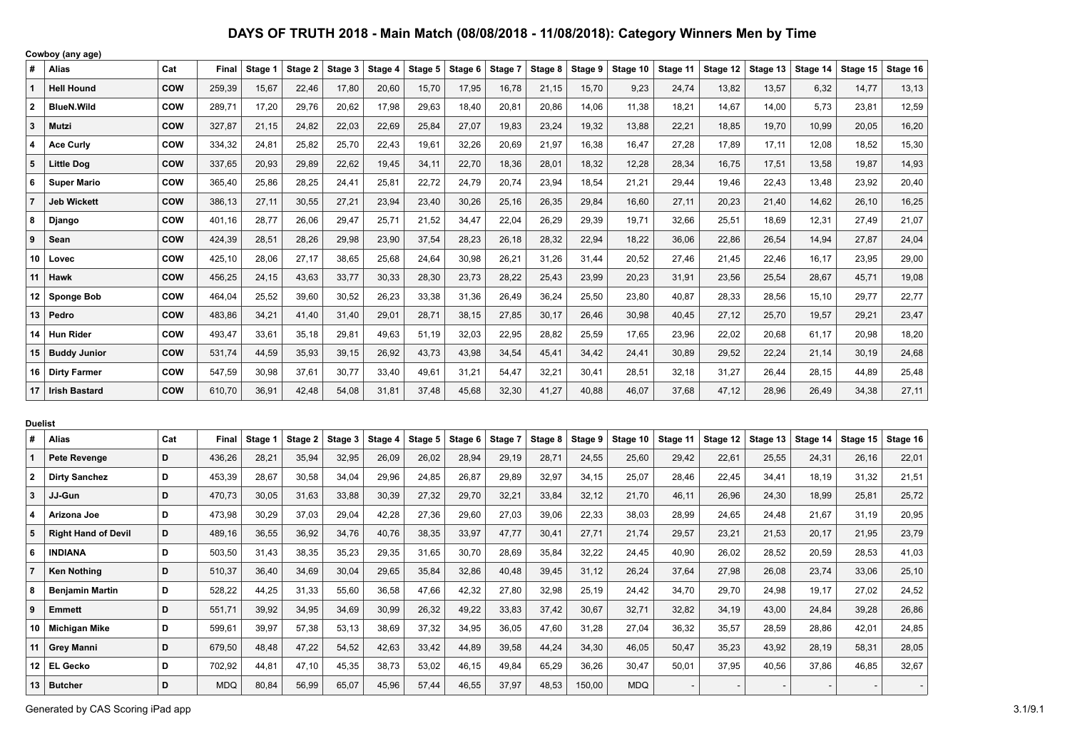# DAYS OF TRUTH 2018 - Main Match (08/08/2018 - 11/08/2018): Category Winners Men by Time

**Cowboy (any age)**

| # | Alias | Cat | Final | Stage 1 | Stage 2 | Stage 3 | Stage 4 | Stage 5 | Stage 6 | Stage 7 | Stage 8 | Stage 9 | Stage 10 | Stage 11 | Stage 12 | Stage 13 | Stage 14 | Stage 15 | Stage 16 |
|---|---|---|---|---|---|---|---|---|---|---|---|---|---|---|---|---|---|---|---|
| 1 | Hell Hound | COW | 259,39 | 15,67 | 22,46 | 17,80 | 20,60 | 15,70 | 17,95 | 16,78 | 21,15 | 15,70 | 9,23 | 24,74 | 13,82 | 13,57 | 6,32 | 14,77 | 13,13 |
| 2 | BlueN.Wild | COW | 289,71 | 17,20 | 29,76 | 20,62 | 17,98 | 29,63 | 18,40 | 20,81 | 20,86 | 14,06 | 11,38 | 18,21 | 14,67 | 14,00 | 5,73 | 23,81 | 12,59 |
| 3 | Mutzi | COW | 327,87 | 21,15 | 24,82 | 22,03 | 22,69 | 25,84 | 27,07 | 19,83 | 23,24 | 19,32 | 13,88 | 22,21 | 18,85 | 19,70 | 10,99 | 20,05 | 16,20 |
| 4 | Ace Curly | COW | 334,32 | 24,81 | 25,82 | 25,70 | 22,43 | 19,61 | 32,26 | 20,69 | 21,97 | 16,38 | 16,47 | 27,28 | 17,89 | 17,11 | 12,08 | 18,52 | 15,30 |
| 5 | Little Dog | COW | 337,65 | 20,93 | 29,89 | 22,62 | 19,45 | 34,11 | 22,70 | 18,36 | 28,01 | 18,32 | 12,28 | 28,34 | 16,75 | 17,51 | 13,58 | 19,87 | 14,93 |
| 6 | Super Mario | COW | 365,40 | 25,86 | 28,25 | 24,41 | 25,81 | 22,72 | 24,79 | 20,74 | 23,94 | 18,54 | 21,21 | 29,44 | 19,46 | 22,43 | 13,48 | 23,92 | 20,40 |
| 7 | Jeb Wickett | COW | 386,13 | 27,11 | 30,55 | 27,21 | 23,94 | 23,40 | 30,26 | 25,16 | 26,35 | 29,84 | 16,60 | 27,11 | 20,23 | 21,40 | 14,62 | 26,10 | 16,25 |
| 8 | Django | COW | 401,16 | 28,77 | 26,06 | 29,47 | 25,71 | 21,52 | 34,47 | 22,04 | 26,29 | 29,39 | 19,71 | 32,66 | 25,51 | 18,69 | 12,31 | 27,49 | 21,07 |
| 9 | Sean | COW | 424,39 | 28,51 | 28,26 | 29,98 | 23,90 | 37,54 | 28,23 | 26,18 | 28,32 | 22,94 | 18,22 | 36,06 | 22,86 | 26,54 | 14,94 | 27,87 | 24,04 |
| 10 | Lovec | COW | 425,10 | 28,06 | 27,17 | 38,65 | 25,68 | 24,64 | 30,98 | 26,21 | 31,26 | 31,44 | 20,52 | 27,46 | 21,45 | 22,46 | 16,17 | 23,95 | 29,00 |
| 11 | Hawk | COW | 456,25 | 24,15 | 43,63 | 33,77 | 30,33 | 28,30 | 23,73 | 28,22 | 25,43 | 23,99 | 20,23 | 31,91 | 23,56 | 25,54 | 28,67 | 45,71 | 19,08 |
| 12 | Sponge Bob | COW | 464,04 | 25,52 | 39,60 | 30,52 | 26,23 | 33,38 | 31,36 | 26,49 | 36,24 | 25,50 | 23,80 | 40,87 | 28,33 | 28,56 | 15,10 | 29,77 | 22,77 |
| 13 | Pedro | COW | 483,86 | 34,21 | 41,40 | 31,40 | 29,01 | 28,71 | 38,15 | 27,85 | 30,17 | 26,46 | 30,98 | 40,45 | 27,12 | 25,70 | 19,57 | 29,21 | 23,47 |
| 14 | Hun Rider | COW | 493,47 | 33,61 | 35,18 | 29,81 | 49,63 | 51,19 | 32,03 | 22,95 | 28,82 | 25,59 | 17,65 | 23,96 | 22,02 | 20,68 | 61,17 | 20,98 | 18,20 |
| 15 | Buddy Junior | COW | 531,74 | 44,59 | 35,93 | 39,15 | 26,92 | 43,73 | 43,98 | 34,54 | 45,41 | 34,42 | 24,41 | 30,89 | 29,52 | 22,24 | 21,14 | 30,19 | 24,68 |
| 16 | Dirty Farmer | COW | 547,59 | 30,98 | 37,61 | 30,77 | 33,40 | 49,61 | 31,21 | 54,47 | 32,21 | 30,41 | 28,51 | 32,18 | 31,27 | 26,44 | 28,15 | 44,89 | 25,48 |
| 17 | Irish Bastard | COW | 610,70 | 36,91 | 42,48 | 54,08 | 31,81 | 37,48 | 45,68 | 32,30 | 41,27 | 40,88 | 46,07 | 37,68 | 47,12 | 28,96 | 26,49 | 34,38 | 27,11 |

**Duelist**

| # | Alias | Cat | Final | Stage 1 | Stage 2 | Stage 3 | Stage 4 | Stage 5 | Stage 6 | Stage 7 | Stage 8 | Stage 9 | Stage 10 | Stage 11 | Stage 12 | Stage 13 | Stage 14 | Stage 15 | Stage 16 |
|---|---|---|---|---|---|---|---|---|---|---|---|---|---|---|---|---|---|---|---|
| 1 | Pete Revenge | D | 436,26 | 28,21 | 35,94 | 32,95 | 26,09 | 26,02 | 28,94 | 29,19 | 28,71 | 24,55 | 25,60 | 29,42 | 22,61 | 25,55 | 24,31 | 26,16 | 22,01 |
| 2 | Dirty Sanchez | D | 453,39 | 28,67 | 30,58 | 34,04 | 29,96 | 24,85 | 26,87 | 29,89 | 32,97 | 34,15 | 25,07 | 28,46 | 22,45 | 34,41 | 18,19 | 31,32 | 21,51 |
| 3 | JJ-Gun | D | 470,73 | 30,05 | 31,63 | 33,88 | 30,39 | 27,32 | 29,70 | 32,21 | 33,84 | 32,12 | 21,70 | 46,11 | 26,96 | 24,30 | 18,99 | 25,81 | 25,72 |
| 4 | Arizona Joe | D | 473,98 | 30,29 | 37,03 | 29,04 | 42,28 | 27,36 | 29,60 | 27,03 | 39,06 | 22,33 | 38,03 | 28,99 | 24,65 | 24,48 | 21,67 | 31,19 | 20,95 |
| 5 | Right Hand of Devil | D | 489,16 | 36,55 | 36,92 | 34,76 | 40,76 | 38,35 | 33,97 | 47,77 | 30,41 | 27,71 | 21,74 | 29,57 | 23,21 | 21,53 | 20,17 | 21,95 | 23,79 |
| 6 | INDIANA | D | 503,50 | 31,43 | 38,35 | 35,23 | 29,35 | 31,65 | 30,70 | 28,69 | 35,84 | 32,22 | 24,45 | 40,90 | 26,02 | 28,52 | 20,59 | 28,53 | 41,03 |
| 7 | Ken Nothing | D | 510,37 | 36,40 | 34,69 | 30,04 | 29,65 | 35,84 | 32,86 | 40,48 | 39,45 | 31,12 | 26,24 | 37,64 | 27,98 | 26,08 | 23,74 | 33,06 | 25,10 |
| 8 | Benjamin Martin | D | 528,22 | 44,25 | 31,33 | 55,60 | 36,58 | 47,66 | 42,32 | 27,80 | 32,98 | 25,19 | 24,42 | 34,70 | 29,70 | 24,98 | 19,17 | 27,02 | 24,52 |
| 9 | Emmett | D | 551,71 | 39,92 | 34,95 | 34,69 | 30,99 | 26,32 | 49,22 | 33,83 | 37,42 | 30,67 | 32,71 | 32,82 | 34,19 | 43,00 | 24,84 | 39,28 | 26,86 |
| 10 | Michigan Mike | D | 599,61 | 39,97 | 57,38 | 53,13 | 38,69 | 37,32 | 34,95 | 36,05 | 47,60 | 31,28 | 27,04 | 36,32 | 35,57 | 28,59 | 28,86 | 42,01 | 24,85 |
| 11 | Grey Manni | D | 679,50 | 48,48 | 47,22 | 54,52 | 42,63 | 33,42 | 44,89 | 39,58 | 44,24 | 34,30 | 46,05 | 50,47 | 35,23 | 43,92 | 28,19 | 58,31 | 28,05 |
| 12 | EL Gecko | D | 702,92 | 44,81 | 47,10 | 45,35 | 38,73 | 53,02 | 46,15 | 49,84 | 65,29 | 36,26 | 30,47 | 50,01 | 37,95 | 40,56 | 37,86 | 46,85 | 32,67 |
| 13 | Butcher | D | MDQ | 80,84 | 56,99 | 65,07 | 45,96 | 57,44 | 46,55 | 37,97 | 48,53 | 150,00 | MDQ | - | - | - | - | - | - |

Generated by CAS Scoring iPad app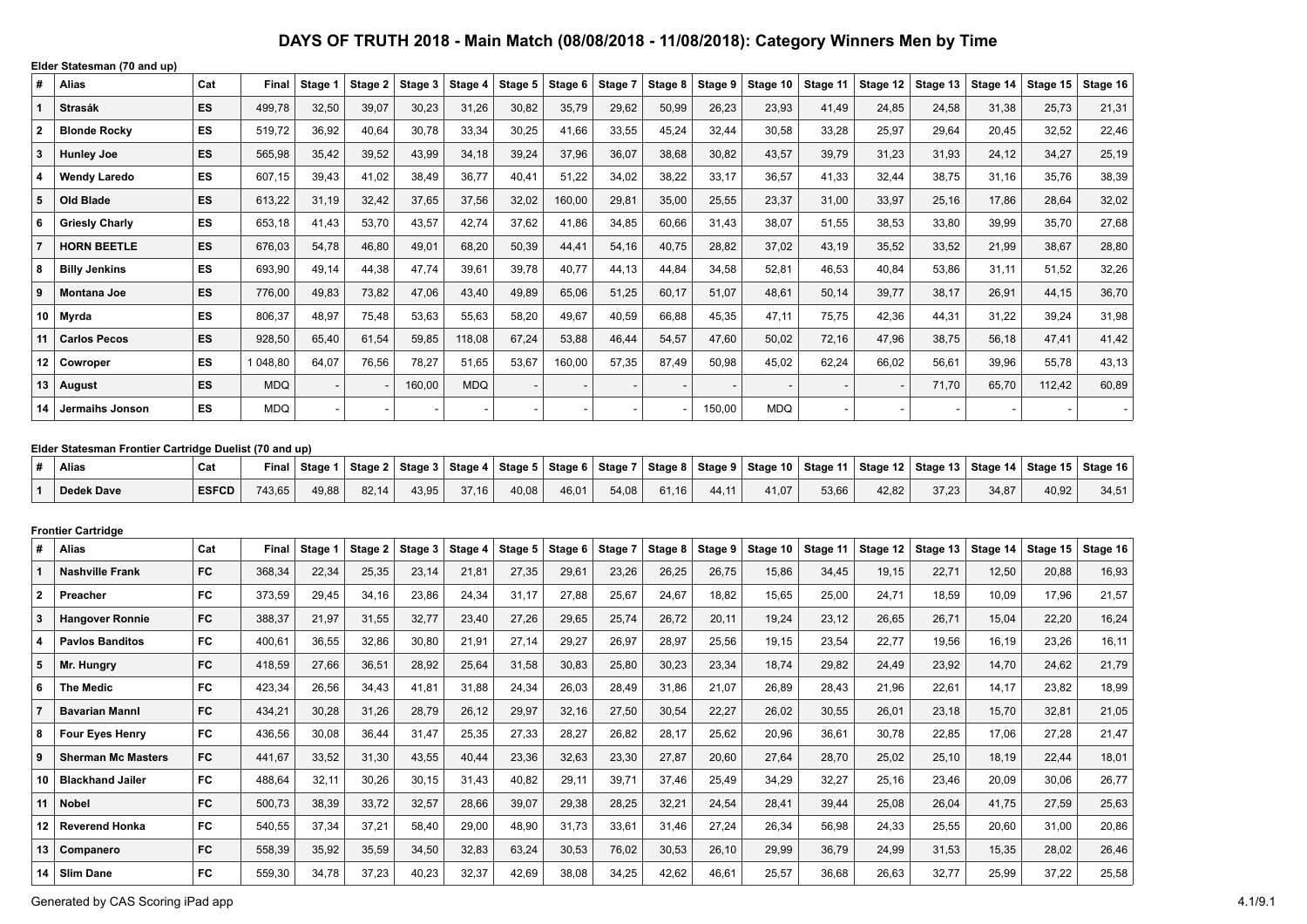# DAYS OF TRUTH 2018 - Main Match (08/08/2018 - 11/08/2018): Category Winners Men by Time

**Elder Statesman (70 and up)**

| # | Alias | Cat | Final | Stage 1 | Stage 2 | Stage 3 | Stage 4 | Stage 5 | Stage 6 | Stage 7 | Stage 8 | Stage 9 | Stage 10 | Stage 11 | Stage 12 | Stage 13 | Stage 14 | Stage 15 | Stage 16 |
|---|---|---|---|---|---|---|---|---|---|---|---|---|---|---|---|---|---|---|---|
| 1 | **Strasák** | **ES** | 499,78 | 32,50 | 39,07 | 30,23 | 31,26 | 30,82 | 35,79 | 29,62 | 50,99 | 26,23 | 23,93 | 41,49 | 24,85 | 24,58 | 31,38 | 25,73 | 21,31 |
| 2 | **Blonde Rocky** | **ES** | 519,72 | 36,92 | 40,64 | 30,78 | 33,34 | 30,25 | 41,66 | 33,55 | 45,24 | 32,44 | 30,58 | 33,28 | 25,97 | 29,64 | 20,45 | 32,52 | 22,46 |
| 3 | **Hunley Joe** | **ES** | 565,98 | 35,42 | 39,52 | 43,99 | 34,18 | 39,24 | 37,96 | 36,07 | 38,68 | 30,82 | 43,57 | 39,79 | 31,23 | 31,93 | 24,12 | 34,27 | 25,19 |
| 4 | **Wendy Laredo** | **ES** | 607,15 | 39,43 | 41,02 | 38,49 | 36,77 | 40,41 | 51,22 | 34,02 | 38,22 | 33,17 | 36,57 | 41,33 | 32,44 | 38,75 | 31,16 | 35,76 | 38,39 |
| 5 | **Old Blade** | **ES** | 613,22 | 31,19 | 32,42 | 37,65 | 37,56 | 32,02 | 160,00 | 29,81 | 35,00 | 25,55 | 23,37 | 31,00 | 33,97 | 25,16 | 17,86 | 28,64 | 32,02 |
| 6 | **Griesly Charly** | **ES** | 653,18 | 41,43 | 53,70 | 43,57 | 42,74 | 37,62 | 41,86 | 34,85 | 60,66 | 31,43 | 38,07 | 51,55 | 38,53 | 33,80 | 39,99 | 35,70 | 27,68 |
| 7 | **HORN BEETLE** | **ES** | 676,03 | 54,78 | 46,80 | 49,01 | 68,20 | 50,39 | 44,41 | 54,16 | 40,75 | 28,82 | 37,02 | 43,19 | 35,52 | 33,52 | 21,99 | 38,67 | 28,80 |
| 8 | **Billy Jenkins** | **ES** | 693,90 | 49,14 | 44,38 | 47,74 | 39,61 | 39,78 | 40,77 | 44,13 | 44,84 | 34,58 | 52,81 | 46,53 | 40,84 | 53,86 | 31,11 | 51,52 | 32,26 |
| 9 | **Montana Joe** | **ES** | 776,00 | 49,83 | 73,82 | 47,06 | 43,40 | 49,89 | 65,06 | 51,25 | 60,17 | 51,07 | 48,61 | 50,14 | 39,77 | 38,17 | 26,91 | 44,15 | 36,70 |
| 10 | **Myrda** | **ES** | 806,37 | 48,97 | 75,48 | 53,63 | 55,63 | 58,20 | 49,67 | 40,59 | 66,88 | 45,35 | 47,11 | 75,75 | 42,36 | 44,31 | 31,22 | 39,24 | 31,98 |
| 11 | **Carlos Pecos** | **ES** | 928,50 | 65,40 | 61,54 | 59,85 | 118,08 | 67,24 | 53,88 | 46,44 | 54,57 | 47,60 | 50,02 | 72,16 | 47,96 | 38,75 | 56,18 | 47,41 | 41,42 |
| 12 | **Cowroper** | **ES** | 1 048,80 | 64,07 | 76,56 | 78,27 | 51,65 | 53,67 | 160,00 | 57,35 | 87,49 | 50,98 | 45,02 | 62,24 | 66,02 | 56,61 | 39,96 | 55,78 | 43,13 |
| 13 | **August** | **ES** | MDQ | - | - | 160,00 | MDQ | - | - | - | - | - | - | - | - | 71,70 | 65,70 | 112,42 | 60,89 |
| 14 | **Jermaihs Jonson** | **ES** | MDQ | - | - | - | - | - | - | - | - | 150,00 | MDQ | - | - | - | - | - | - |

**Elder Statesman Frontier Cartridge Duelist (70 and up)**

| # | Alias | Cat | Final | Stage 1 | Stage 2 | Stage 3 | Stage 4 | Stage 5 | Stage 6 | Stage 7 | Stage 8 | Stage 9 | Stage 10 | Stage 11 | Stage 12 | Stage 13 | Stage 14 | Stage 15 | Stage 16 |
|---|---|---|---|---|---|---|---|---|---|---|---|---|---|---|---|---|---|---|---|
| 1 | **Dedek Dave** | **ESFCD** | 743,65 | 49,88 | 82,14 | 43,95 | 37,16 | 40,08 | 46,01 | 54,08 | 61,16 | 44,11 | 41,07 | 53,66 | 42,82 | 37,23 | 34,87 | 40,92 | 34,51 |

**Frontier Cartridge**

| # | Alias | Cat | Final | Stage 1 | Stage 2 | Stage 3 | Stage 4 | Stage 5 | Stage 6 | Stage 7 | Stage 8 | Stage 9 | Stage 10 | Stage 11 | Stage 12 | Stage 13 | Stage 14 | Stage 15 | Stage 16 |
|---|---|---|---|---|---|---|---|---|---|---|---|---|---|---|---|---|---|---|---|
| 1 | **Nashville Frank** | **FC** | 368,34 | 22,34 | 25,35 | 23,14 | 21,81 | 27,35 | 29,61 | 23,26 | 26,25 | 26,75 | 15,86 | 34,45 | 19,15 | 22,71 | 12,50 | 20,88 | 16,93 |
| 2 | **Preacher** | **FC** | 373,59 | 29,45 | 34,16 | 23,86 | 24,34 | 31,17 | 27,88 | 25,67 | 24,67 | 18,82 | 15,65 | 25,00 | 24,71 | 18,59 | 10,09 | 17,96 | 21,57 |
| 3 | **Hangover Ronnie** | **FC** | 388,37 | 21,97 | 31,55 | 32,77 | 23,40 | 27,26 | 29,65 | 25,74 | 26,72 | 20,11 | 19,24 | 23,12 | 26,65 | 26,71 | 15,04 | 22,20 | 16,24 |
| 4 | **Pavlos Banditos** | **FC** | 400,61 | 36,55 | 32,86 | 30,80 | 21,91 | 27,14 | 29,27 | 26,97 | 28,97 | 25,56 | 19,15 | 23,54 | 22,77 | 19,56 | 16,19 | 23,26 | 16,11 |
| 5 | **Mr. Hungry** | **FC** | 418,59 | 27,66 | 36,51 | 28,92 | 25,64 | 31,58 | 30,83 | 25,80 | 30,23 | 23,34 | 18,74 | 29,82 | 24,49 | 23,92 | 14,70 | 24,62 | 21,79 |
| 6 | **The Medic** | **FC** | 423,34 | 26,56 | 34,43 | 41,81 | 31,88 | 24,34 | 26,03 | 28,49 | 31,86 | 21,07 | 26,89 | 28,43 | 21,96 | 22,61 | 14,17 | 23,82 | 18,99 |
| 7 | **Bavarian Mannl** | **FC** | 434,21 | 30,28 | 31,26 | 28,79 | 26,12 | 29,97 | 32,16 | 27,50 | 30,54 | 22,27 | 26,02 | 30,55 | 26,01 | 23,18 | 15,70 | 32,81 | 21,05 |
| 8 | **Four Eyes Henry** | **FC** | 436,56 | 30,08 | 36,44 | 31,47 | 25,35 | 27,33 | 28,27 | 26,82 | 28,17 | 25,62 | 20,96 | 36,61 | 30,78 | 22,85 | 17,06 | 27,28 | 21,47 |
| 9 | **Sherman Mc Masters** | **FC** | 441,67 | 33,52 | 31,30 | 43,55 | 40,44 | 23,36 | 32,63 | 23,30 | 27,87 | 20,60 | 27,64 | 28,70 | 25,02 | 25,10 | 18,19 | 22,44 | 18,01 |
| 10 | **Blackhand Jailer** | **FC** | 488,64 | 32,11 | 30,26 | 30,15 | 31,43 | 40,82 | 29,11 | 39,71 | 37,46 | 25,49 | 34,29 | 32,27 | 25,16 | 23,46 | 20,09 | 30,06 | 26,77 |
| 11 | **Nobel** | **FC** | 500,73 | 38,39 | 33,72 | 32,57 | 28,66 | 39,07 | 29,38 | 28,25 | 32,21 | 24,54 | 28,41 | 39,44 | 25,08 | 26,04 | 41,75 | 27,59 | 25,63 |
| 12 | **Reverend Honka** | **FC** | 540,55 | 37,34 | 37,21 | 58,40 | 29,00 | 48,90 | 31,73 | 33,61 | 31,46 | 27,24 | 26,34 | 56,98 | 24,33 | 25,55 | 20,60 | 31,00 | 20,86 |
| 13 | **Companero** | **FC** | 558,39 | 35,92 | 35,59 | 34,50 | 32,83 | 63,24 | 30,53 | 76,02 | 30,53 | 26,10 | 29,99 | 36,79 | 24,99 | 31,53 | 15,35 | 28,02 | 26,46 |
| 14 | **Slim Dane** | **FC** | 559,30 | 34,78 | 37,23 | 40,23 | 32,37 | 42,69 | 38,08 | 34,25 | 42,62 | 46,61 | 25,57 | 36,68 | 26,63 | 32,77 | 25,99 | 37,22 | 25,58 |

Generated by CAS Scoring iPad app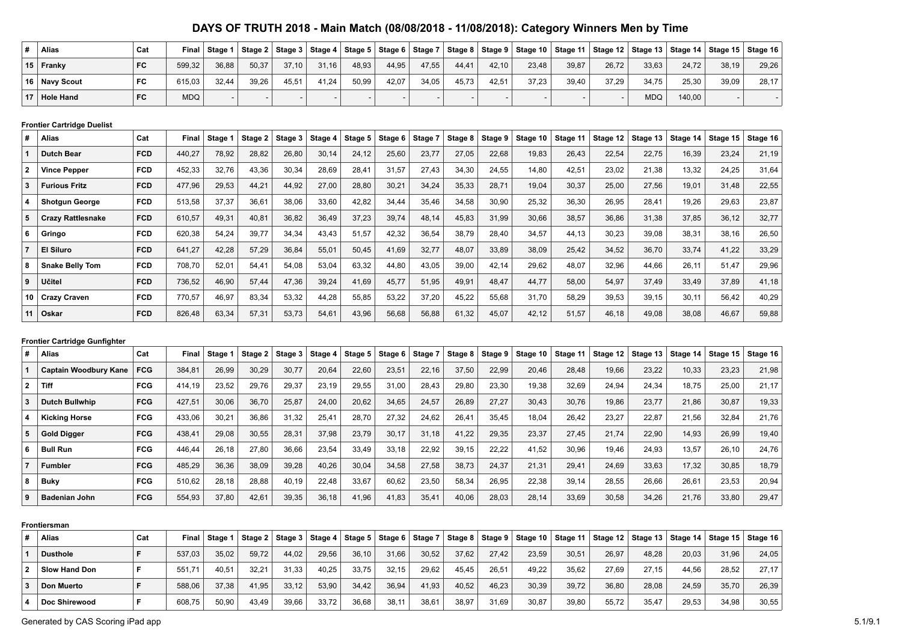# DAYS OF TRUTH 2018 - Main Match (08/08/2018 - 11/08/2018): Category Winners Men by Time

| # | Alias | Cat | Final | Stage 1 | Stage 2 | Stage 3 | Stage 4 | Stage 5 | Stage 6 | Stage 7 | Stage 8 | Stage 9 | Stage 10 | Stage 11 | Stage 12 | Stage 13 | Stage 14 | Stage 15 | Stage 16 |
|---|---|---|---|---|---|---|---|---|---|---|---|---|---|---|---|---|---|---|---|
| 15 | Franky | FC | 599,32 | 36,88 | 50,37 | 37,10 | 31,16 | 48,93 | 44,95 | 47,55 | 44,41 | 42,10 | 23,48 | 39,87 | 26,72 | 33,63 | 24,72 | 38,19 | 29,26 |
| 16 | Navy Scout | FC | 615,03 | 32,44 | 39,26 | 45,51 | 41,24 | 50,99 | 42,07 | 34,05 | 45,73 | 42,51 | 37,23 | 39,40 | 37,29 | 34,75 | 25,30 | 39,09 | 28,17 |
| 17 | Hole Hand | FC | MDQ | - | - | - | - | - | - | - | - | - | - | - | - | MDQ | 140,00 | - | - |

**Frontier Cartridge Duelist**

| # | Alias | Cat | Final | Stage 1 | Stage 2 | Stage 3 | Stage 4 | Stage 5 | Stage 6 | Stage 7 | Stage 8 | Stage 9 | Stage 10 | Stage 11 | Stage 12 | Stage 13 | Stage 14 | Stage 15 | Stage 16 |
|---|---|---|---|---|---|---|---|---|---|---|---|---|---|---|---|---|---|---|---|
| 1 | Dutch Bear | FCD | 440,27 | 78,92 | 28,82 | 26,80 | 30,14 | 24,12 | 25,60 | 23,77 | 27,05 | 22,68 | 19,83 | 26,43 | 22,54 | 22,75 | 16,39 | 23,24 | 21,19 |
| 2 | Vince Pepper | FCD | 452,33 | 32,76 | 43,36 | 30,34 | 28,69 | 28,41 | 31,57 | 27,43 | 34,30 | 24,55 | 14,80 | 42,51 | 23,02 | 21,38 | 13,32 | 24,25 | 31,64 |
| 3 | Furious Fritz | FCD | 477,96 | 29,53 | 44,21 | 44,92 | 27,00 | 28,80 | 30,21 | 34,24 | 35,33 | 28,71 | 19,04 | 30,37 | 25,00 | 27,56 | 19,01 | 31,48 | 22,55 |
| 4 | Shotgun George | FCD | 513,58 | 37,37 | 36,61 | 38,06 | 33,60 | 42,82 | 34,44 | 35,46 | 34,58 | 30,90 | 25,32 | 36,30 | 26,95 | 28,41 | 19,26 | 29,63 | 23,87 |
| 5 | Crazy Rattlesnake | FCD | 610,57 | 49,31 | 40,81 | 36,82 | 36,49 | 37,23 | 39,74 | 48,14 | 45,83 | 31,99 | 30,66 | 38,57 | 36,86 | 31,38 | 37,85 | 36,12 | 32,77 |
| 6 | Gringo | FCD | 620,38 | 54,24 | 39,77 | 34,34 | 43,43 | 51,57 | 42,32 | 36,54 | 38,79 | 28,40 | 34,57 | 44,13 | 30,23 | 39,08 | 38,31 | 38,16 | 26,50 |
| 7 | El Siluro | FCD | 641,27 | 42,28 | 57,29 | 36,84 | 55,01 | 50,45 | 41,69 | 32,77 | 48,07 | 33,89 | 38,09 | 25,42 | 34,52 | 36,70 | 33,74 | 41,22 | 33,29 |
| 8 | Snake Belly Tom | FCD | 708,70 | 52,01 | 54,41 | 54,08 | 53,04 | 63,32 | 44,80 | 43,05 | 39,00 | 42,14 | 29,62 | 48,07 | 32,96 | 44,66 | 26,11 | 51,47 | 29,96 |
| 9 | Učitel | FCD | 736,52 | 46,90 | 57,44 | 47,36 | 39,24 | 41,69 | 45,77 | 51,95 | 49,91 | 48,47 | 44,77 | 58,00 | 54,97 | 37,49 | 33,49 | 37,89 | 41,18 |
| 10 | Crazy Craven | FCD | 770,57 | 46,97 | 83,34 | 53,32 | 44,28 | 55,85 | 53,22 | 37,20 | 45,22 | 55,68 | 31,70 | 58,29 | 39,53 | 39,15 | 30,11 | 56,42 | 40,29 |
| 11 | Oskar | FCD | 826,48 | 63,34 | 57,31 | 53,73 | 54,61 | 43,96 | 56,68 | 56,88 | 61,32 | 45,07 | 42,12 | 51,57 | 46,18 | 49,08 | 38,08 | 46,67 | 59,88 |

**Frontier Cartridge Gunfighter**

| # | Alias | Cat | Final | Stage 1 | Stage 2 | Stage 3 | Stage 4 | Stage 5 | Stage 6 | Stage 7 | Stage 8 | Stage 9 | Stage 10 | Stage 11 | Stage 12 | Stage 13 | Stage 14 | Stage 15 | Stage 16 |
|---|---|---|---|---|---|---|---|---|---|---|---|---|---|---|---|---|---|---|---|
| 1 | Captain Woodbury Kane | FCG | 384,81 | 26,99 | 30,29 | 30,77 | 20,64 | 22,60 | 23,51 | 22,16 | 37,50 | 22,99 | 20,46 | 28,48 | 19,66 | 23,22 | 10,33 | 23,23 | 21,98 |
| 2 | Tiff | FCG | 414,19 | 23,52 | 29,76 | 29,37 | 23,19 | 29,55 | 31,00 | 28,43 | 29,80 | 23,30 | 19,38 | 32,69 | 24,94 | 24,34 | 18,75 | 25,00 | 21,17 |
| 3 | Dutch Bullwhip | FCG | 427,51 | 30,06 | 36,70 | 25,87 | 24,00 | 20,62 | 34,65 | 24,57 | 26,89 | 27,27 | 30,43 | 30,76 | 19,86 | 23,77 | 21,86 | 30,87 | 19,33 |
| 4 | Kicking Horse | FCG | 433,06 | 30,21 | 36,86 | 31,32 | 25,41 | 28,70 | 27,32 | 24,62 | 26,41 | 35,45 | 18,04 | 26,42 | 23,27 | 22,87 | 21,56 | 32,84 | 21,76 |
| 5 | Gold Digger | FCG | 438,41 | 29,08 | 30,55 | 28,31 | 37,98 | 23,79 | 30,17 | 31,18 | 41,22 | 29,35 | 23,37 | 27,45 | 21,74 | 22,90 | 14,93 | 26,99 | 19,40 |
| 6 | Bull Run | FCG | 446,44 | 26,18 | 27,80 | 36,66 | 23,54 | 33,49 | 33,18 | 22,92 | 39,15 | 22,22 | 41,52 | 30,96 | 19,46 | 24,93 | 13,57 | 26,10 | 24,76 |
| 7 | Fumbler | FCG | 485,29 | 36,36 | 38,09 | 39,28 | 40,26 | 30,04 | 34,58 | 27,58 | 38,73 | 24,37 | 21,31 | 29,41 | 24,69 | 33,63 | 17,32 | 30,85 | 18,79 |
| 8 | Buky | FCG | 510,62 | 28,18 | 28,88 | 40,19 | 22,48 | 33,67 | 60,62 | 23,50 | 58,34 | 26,95 | 22,38 | 39,14 | 28,55 | 26,66 | 26,61 | 23,53 | 20,94 |
| 9 | Badenian John | FCG | 554,93 | 37,80 | 42,61 | 39,35 | 36,18 | 41,96 | 41,83 | 35,41 | 40,06 | 28,03 | 28,14 | 33,69 | 30,58 | 34,26 | 21,76 | 33,80 | 29,47 |

**Frontiersman**

| # | Alias | Cat | Final | Stage 1 | Stage 2 | Stage 3 | Stage 4 | Stage 5 | Stage 6 | Stage 7 | Stage 8 | Stage 9 | Stage 10 | Stage 11 | Stage 12 | Stage 13 | Stage 14 | Stage 15 | Stage 16 |
|---|---|---|---|---|---|---|---|---|---|---|---|---|---|---|---|---|---|---|---|
| 1 | Dusthole | F | 537,03 | 35,02 | 59,72 | 44,02 | 29,56 | 36,10 | 31,66 | 30,52 | 37,62 | 27,42 | 23,59 | 30,51 | 26,97 | 48,28 | 20,03 | 31,96 | 24,05 |
| 2 | Slow Hand Don | F | 551,71 | 40,51 | 32,21 | 31,33 | 40,25 | 33,75 | 32,15 | 29,62 | 45,45 | 26,51 | 49,22 | 35,62 | 27,69 | 27,15 | 44,56 | 28,52 | 27,17 |
| 3 | Don Muerto | F | 588,06 | 37,38 | 41,95 | 33,12 | 53,90 | 34,42 | 36,94 | 41,93 | 40,52 | 46,23 | 30,39 | 39,72 | 36,80 | 28,08 | 24,59 | 35,70 | 26,39 |
| 4 | Doc Shirewood | F | 608,75 | 50,90 | 43,49 | 39,66 | 33,72 | 36,68 | 38,11 | 38,61 | 38,97 | 31,69 | 30,87 | 39,80 | 55,72 | 35,47 | 29,53 | 34,98 | 30,55 |

Generated by CAS Scoring iPad app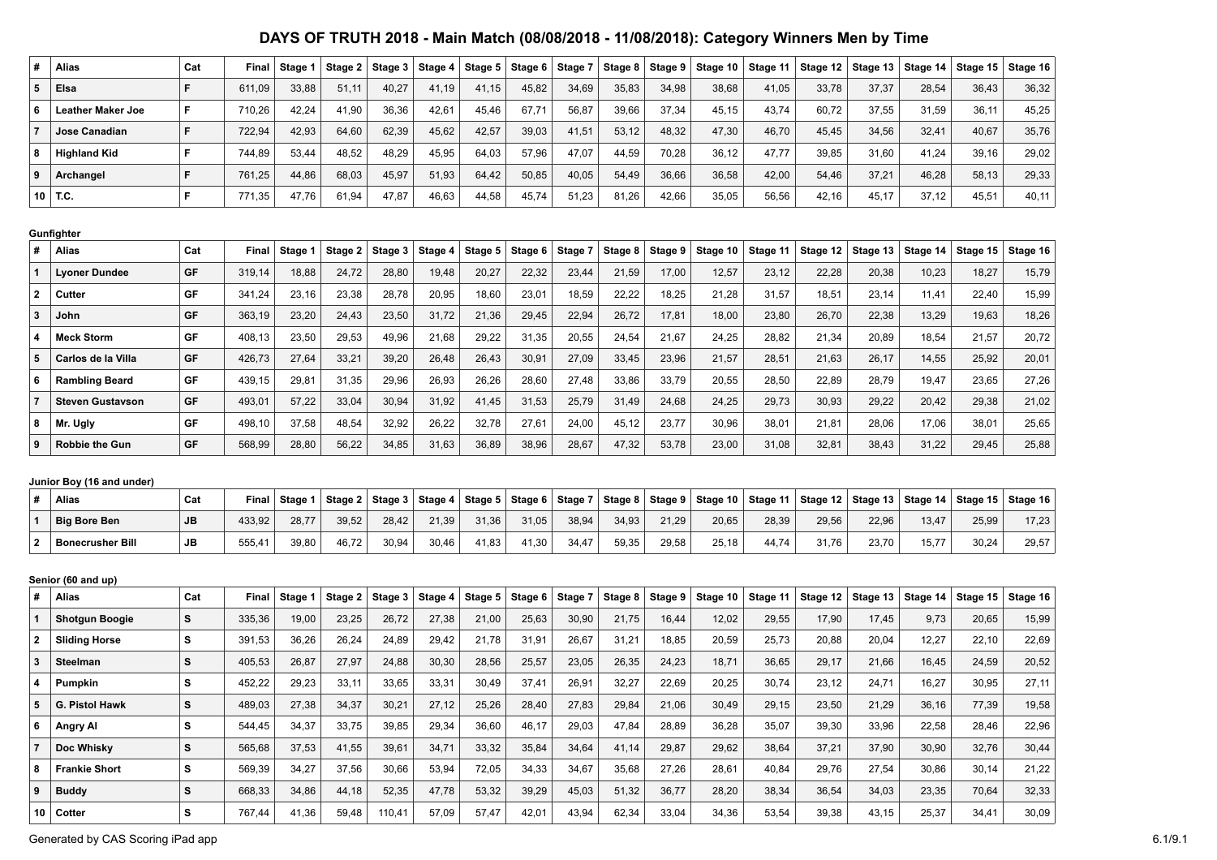# DAYS OF TRUTH 2018 - Main Match (08/08/2018 - 11/08/2018): Category Winners Men by Time

| # | Alias | Cat | Final | Stage 1 | Stage 2 | Stage 3 | Stage 4 | Stage 5 | Stage 6 | Stage 7 | Stage 8 | Stage 9 | Stage 10 | Stage 11 | Stage 12 | Stage 13 | Stage 14 | Stage 15 | Stage 16 |
|---|---|---|---|---|---|---|---|---|---|---|---|---|---|---|---|---|---|---|---|
| 5 | Elsa | F | 611,09 | 33,88 | 51,11 | 40,27 | 41,19 | 41,15 | 45,82 | 34,69 | 35,83 | 34,98 | 38,68 | 41,05 | 33,78 | 37,37 | 28,54 | 36,43 | 36,32 |
| 6 | Leather Maker Joe | F | 710,26 | 42,24 | 41,90 | 36,36 | 42,61 | 45,46 | 67,71 | 56,87 | 39,66 | 37,34 | 45,15 | 43,74 | 60,72 | 37,55 | 31,59 | 36,11 | 45,25 |
| 7 | Jose Canadian | F | 722,94 | 42,93 | 64,60 | 62,39 | 45,62 | 42,57 | 39,03 | 41,51 | 53,12 | 48,32 | 47,30 | 46,70 | 45,45 | 34,56 | 32,41 | 40,67 | 35,76 |
| 8 | Highland Kid | F | 744,89 | 53,44 | 48,52 | 48,29 | 45,95 | 64,03 | 57,96 | 47,07 | 44,59 | 70,28 | 36,12 | 47,77 | 39,85 | 31,60 | 41,24 | 39,16 | 29,02 |
| 9 | Archangel | F | 761,25 | 44,86 | 68,03 | 45,97 | 51,93 | 64,42 | 50,85 | 40,05 | 54,49 | 36,66 | 36,58 | 42,00 | 54,46 | 37,21 | 46,28 | 58,13 | 29,33 |
| 10 | T.C. | F | 771,35 | 47,76 | 61,94 | 47,87 | 46,63 | 44,58 | 45,74 | 51,23 | 81,26 | 42,66 | 35,05 | 56,56 | 42,16 | 45,17 | 37,12 | 45,51 | 40,11 |

**Gunfighter**

| # | Alias | Cat | Final | Stage 1 | Stage 2 | Stage 3 | Stage 4 | Stage 5 | Stage 6 | Stage 7 | Stage 8 | Stage 9 | Stage 10 | Stage 11 | Stage 12 | Stage 13 | Stage 14 | Stage 15 | Stage 16 |
|---|---|---|---|---|---|---|---|---|---|---|---|---|---|---|---|---|---|---|---|
| 1 | Lyoner Dundee | GF | 319,14 | 18,88 | 24,72 | 28,80 | 19,48 | 20,27 | 22,32 | 23,44 | 21,59 | 17,00 | 12,57 | 23,12 | 22,28 | 20,38 | 10,23 | 18,27 | 15,79 |
| 2 | Cutter | GF | 341,24 | 23,16 | 23,38 | 28,78 | 20,95 | 18,60 | 23,01 | 18,59 | 22,22 | 18,25 | 21,28 | 31,57 | 18,51 | 23,14 | 11,41 | 22,40 | 15,99 |
| 3 | John | GF | 363,19 | 23,20 | 24,43 | 23,50 | 31,72 | 21,36 | 29,45 | 22,94 | 26,72 | 17,81 | 18,00 | 23,80 | 26,70 | 22,38 | 13,29 | 19,63 | 18,26 |
| 4 | Meck Storm | GF | 408,13 | 23,50 | 29,53 | 49,96 | 21,68 | 29,22 | 31,35 | 20,55 | 24,54 | 21,67 | 24,25 | 28,82 | 21,34 | 20,89 | 18,54 | 21,57 | 20,72 |
| 5 | Carlos de la Villa | GF | 426,73 | 27,64 | 33,21 | 39,20 | 26,48 | 26,43 | 30,91 | 27,09 | 33,45 | 23,96 | 21,57 | 28,51 | 21,63 | 26,17 | 14,55 | 25,92 | 20,01 |
| 6 | Rambling Beard | GF | 439,15 | 29,81 | 31,35 | 29,96 | 26,93 | 26,26 | 28,60 | 27,48 | 33,86 | 33,79 | 20,55 | 28,50 | 22,89 | 28,79 | 19,47 | 23,65 | 27,26 |
| 7 | Steven Gustavson | GF | 493,01 | 57,22 | 33,04 | 30,94 | 31,92 | 41,45 | 31,53 | 25,79 | 31,49 | 24,68 | 24,25 | 29,73 | 30,93 | 29,22 | 20,42 | 29,38 | 21,02 |
| 8 | Mr. Ugly | GF | 498,10 | 37,58 | 48,54 | 32,92 | 26,22 | 32,78 | 27,61 | 24,00 | 45,12 | 23,77 | 30,96 | 38,01 | 21,81 | 28,06 | 17,06 | 38,01 | 25,65 |
| 9 | Robbie the Gun | GF | 568,99 | 28,80 | 56,22 | 34,85 | 31,63 | 36,89 | 38,96 | 28,67 | 47,32 | 53,78 | 23,00 | 31,08 | 32,81 | 38,43 | 31,22 | 29,45 | 25,88 |

**Junior Boy (16 and under)**

| # | Alias | Cat | Final | Stage 1 | Stage 2 | Stage 3 | Stage 4 | Stage 5 | Stage 6 | Stage 7 | Stage 8 | Stage 9 | Stage 10 | Stage 11 | Stage 12 | Stage 13 | Stage 14 | Stage 15 | Stage 16 |
|---|---|---|---|---|---|---|---|---|---|---|---|---|---|---|---|---|---|---|---|
| 1 | Big Bore Ben | JB | 433,92 | 28,77 | 39,52 | 28,42 | 21,39 | 31,36 | 31,05 | 38,94 | 34,93 | 21,29 | 20,65 | 28,39 | 29,56 | 22,96 | 13,47 | 25,99 | 17,23 |
| 2 | Bonecrusher Bill | JB | 555,41 | 39,80 | 46,72 | 30,94 | 30,46 | 41,83 | 41,30 | 34,47 | 59,35 | 29,58 | 25,18 | 44,74 | 31,76 | 23,70 | 15,77 | 30,24 | 29,57 |

**Senior (60 and up)**

| # | Alias | Cat | Final | Stage 1 | Stage 2 | Stage 3 | Stage 4 | Stage 5 | Stage 6 | Stage 7 | Stage 8 | Stage 9 | Stage 10 | Stage 11 | Stage 12 | Stage 13 | Stage 14 | Stage 15 | Stage 16 |
|---|---|---|---|---|---|---|---|---|---|---|---|---|---|---|---|---|---|---|---|
| 1 | Shotgun Boogie | S | 335,36 | 19,00 | 23,25 | 26,72 | 27,38 | 21,00 | 25,63 | 30,90 | 21,75 | 16,44 | 12,02 | 29,55 | 17,90 | 17,45 | 9,73 | 20,65 | 15,99 |
| 2 | Sliding Horse | S | 391,53 | 36,26 | 26,24 | 24,89 | 29,42 | 21,78 | 31,91 | 26,67 | 31,21 | 18,85 | 20,59 | 25,73 | 20,88 | 20,04 | 12,27 | 22,10 | 22,69 |
| 3 | Steelman | S | 405,53 | 26,87 | 27,97 | 24,88 | 30,30 | 28,56 | 25,57 | 23,05 | 26,35 | 24,23 | 18,71 | 36,65 | 29,17 | 21,66 | 16,45 | 24,59 | 20,52 |
| 4 | Pumpkin | S | 452,22 | 29,23 | 33,11 | 33,65 | 33,31 | 30,49 | 37,41 | 26,91 | 32,27 | 22,69 | 20,25 | 30,74 | 23,12 | 24,71 | 16,27 | 30,95 | 27,11 |
| 5 | G. Pistol Hawk | S | 489,03 | 27,38 | 34,37 | 30,21 | 27,12 | 25,26 | 28,40 | 27,83 | 29,84 | 21,06 | 30,49 | 29,15 | 23,50 | 21,29 | 36,16 | 77,39 | 19,58 |
| 6 | Angry Al | S | 544,45 | 34,37 | 33,75 | 39,85 | 29,34 | 36,60 | 46,17 | 29,03 | 47,84 | 28,89 | 36,28 | 35,07 | 39,30 | 33,96 | 22,58 | 28,46 | 22,96 |
| 7 | Doc Whisky | S | 565,68 | 37,53 | 41,55 | 39,61 | 34,71 | 33,32 | 35,84 | 34,64 | 41,14 | 29,87 | 29,62 | 38,64 | 37,21 | 37,90 | 30,90 | 32,76 | 30,44 |
| 8 | Frankie Short | S | 569,39 | 34,27 | 37,56 | 30,66 | 53,94 | 72,05 | 34,33 | 34,67 | 35,68 | 27,26 | 28,61 | 40,84 | 29,76 | 27,54 | 30,86 | 30,14 | 21,22 |
| 9 | Buddy | S | 668,33 | 34,86 | 44,18 | 52,35 | 47,78 | 53,32 | 39,29 | 45,03 | 51,32 | 36,77 | 28,20 | 38,34 | 36,54 | 34,03 | 23,35 | 70,64 | 32,33 |
| 10 | Cotter | S | 767,44 | 41,36 | 59,48 | 110,41 | 57,09 | 57,47 | 42,01 | 43,94 | 62,34 | 33,04 | 34,36 | 53,54 | 39,38 | 43,15 | 25,37 | 34,41 | 30,09 |

Generated by CAS Scoring iPad app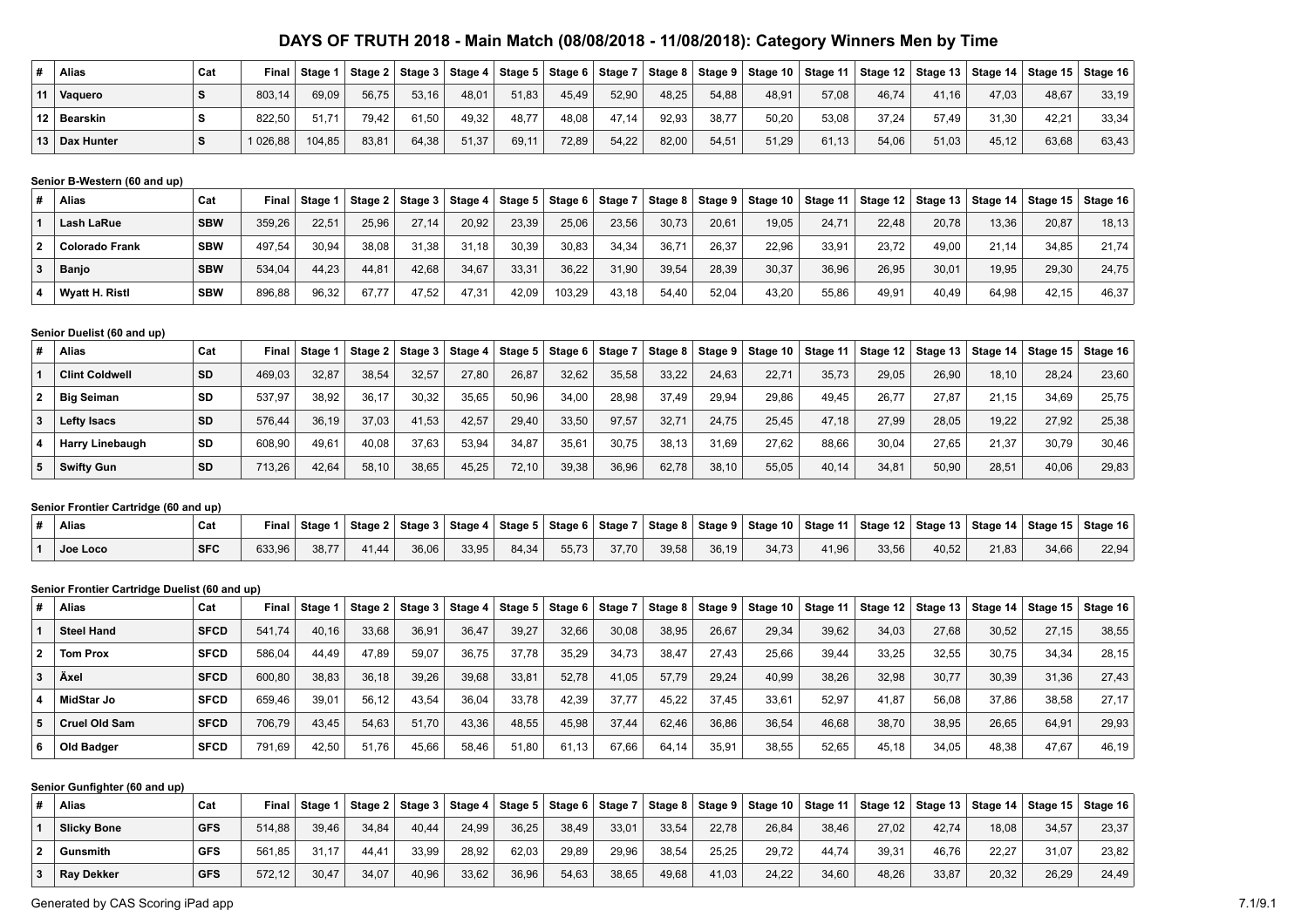# DAYS OF TRUTH 2018 - Main Match (08/08/2018 - 11/08/2018): Category Winners Men by Time

| # | Alias | Cat | Final | Stage 1 | Stage 2 | Stage 3 | Stage 4 | Stage 5 | Stage 6 | Stage 7 | Stage 8 | Stage 9 | Stage 10 | Stage 11 | Stage 12 | Stage 13 | Stage 14 | Stage 15 | Stage 16 |
|---|---|---|---|---|---|---|---|---|---|---|---|---|---|---|---|---|---|---|---|
| 11 | Vaquero | S | 803,14 | 69,09 | 56,75 | 53,16 | 48,01 | 51,83 | 45,49 | 52,90 | 48,25 | 54,88 | 48,91 | 57,08 | 46,74 | 41,16 | 47,03 | 48,67 | 33,19 |
| 12 | Bearskin | S | 822,50 | 51,71 | 79,42 | 61,50 | 49,32 | 48,77 | 48,08 | 47,14 | 92,93 | 38,77 | 50,20 | 53,08 | 37,24 | 57,49 | 31,30 | 42,21 | 33,34 |
| 13 | Dax Hunter | S | 1 026,88 | 104,85 | 83,81 | 64,38 | 51,37 | 69,11 | 72,89 | 54,22 | 82,00 | 54,51 | 51,29 | 61,13 | 54,06 | 51,03 | 45,12 | 63,68 | 63,43 |

**Senior B-Western (60 and up)**

| # | Alias | Cat | Final | Stage 1 | Stage 2 | Stage 3 | Stage 4 | Stage 5 | Stage 6 | Stage 7 | Stage 8 | Stage 9 | Stage 10 | Stage 11 | Stage 12 | Stage 13 | Stage 14 | Stage 15 | Stage 16 |
|---|---|---|---|---|---|---|---|---|---|---|---|---|---|---|---|---|---|---|---|
| 1 | Lash LaRue | SBW | 359,26 | 22,51 | 25,96 | 27,14 | 20,92 | 23,39 | 25,06 | 23,56 | 30,73 | 20,61 | 19,05 | 24,71 | 22,48 | 20,78 | 13,36 | 20,87 | 18,13 |
| 2 | Colorado Frank | SBW | 497,54 | 30,94 | 38,08 | 31,38 | 31,18 | 30,39 | 30,83 | 34,34 | 36,71 | 26,37 | 22,96 | 33,91 | 23,72 | 49,00 | 21,14 | 34,85 | 21,74 |
| 3 | Banjo | SBW | 534,04 | 44,23 | 44,81 | 42,68 | 34,67 | 33,31 | 36,22 | 31,90 | 39,54 | 28,39 | 30,37 | 36,96 | 26,95 | 30,01 | 19,95 | 29,30 | 24,75 |
| 4 | Wyatt H. Ristl | SBW | 896,88 | 96,32 | 67,77 | 47,52 | 47,31 | 42,09 | 103,29 | 43,18 | 54,40 | 52,04 | 43,20 | 55,86 | 49,91 | 40,49 | 64,98 | 42,15 | 46,37 |

**Senior Duelist (60 and up)**

| # | Alias | Cat | Final | Stage 1 | Stage 2 | Stage 3 | Stage 4 | Stage 5 | Stage 6 | Stage 7 | Stage 8 | Stage 9 | Stage 10 | Stage 11 | Stage 12 | Stage 13 | Stage 14 | Stage 15 | Stage 16 |
|---|---|---|---|---|---|---|---|---|---|---|---|---|---|---|---|---|---|---|---|
| 1 | Clint Coldwell | SD | 469,03 | 32,87 | 38,54 | 32,57 | 27,80 | 26,87 | 32,62 | 35,58 | 33,22 | 24,63 | 22,71 | 35,73 | 29,05 | 26,90 | 18,10 | 28,24 | 23,60 |
| 2 | Big Seiman | SD | 537,97 | 38,92 | 36,17 | 30,32 | 35,65 | 50,96 | 34,00 | 28,98 | 37,49 | 29,94 | 29,86 | 49,45 | 26,77 | 27,87 | 21,15 | 34,69 | 25,75 |
| 3 | Lefty Isacs | SD | 576,44 | 36,19 | 37,03 | 41,53 | 42,57 | 29,40 | 33,50 | 97,57 | 32,71 | 24,75 | 25,45 | 47,18 | 27,99 | 28,05 | 19,22 | 27,92 | 25,38 |
| 4 | Harry Linebaugh | SD | 608,90 | 49,61 | 40,08 | 37,63 | 53,94 | 34,87 | 35,61 | 30,75 | 38,13 | 31,69 | 27,62 | 88,66 | 30,04 | 27,65 | 21,37 | 30,79 | 30,46 |
| 5 | Swifty Gun | SD | 713,26 | 42,64 | 58,10 | 38,65 | 45,25 | 72,10 | 39,38 | 36,96 | 62,78 | 38,10 | 55,05 | 40,14 | 34,81 | 50,90 | 28,51 | 40,06 | 29,83 |

**Senior Frontier Cartridge (60 and up)**

| # | Alias | Cat | Final | Stage 1 | Stage 2 | Stage 3 | Stage 4 | Stage 5 | Stage 6 | Stage 7 | Stage 8 | Stage 9 | Stage 10 | Stage 11 | Stage 12 | Stage 13 | Stage 14 | Stage 15 | Stage 16 |
|---|---|---|---|---|---|---|---|---|---|---|---|---|---|---|---|---|---|---|---|
| 1 | Joe Loco | SFC | 633,96 | 38,77 | 41,44 | 36,06 | 33,95 | 84,34 | 55,73 | 37,70 | 39,58 | 36,19 | 34,73 | 41,96 | 33,56 | 40,52 | 21,83 | 34,66 | 22,94 |

**Senior Frontier Cartridge Duelist (60 and up)**

| # | Alias | Cat | Final | Stage 1 | Stage 2 | Stage 3 | Stage 4 | Stage 5 | Stage 6 | Stage 7 | Stage 8 | Stage 9 | Stage 10 | Stage 11 | Stage 12 | Stage 13 | Stage 14 | Stage 15 | Stage 16 |
|---|---|---|---|---|---|---|---|---|---|---|---|---|---|---|---|---|---|---|---|
| 1 | Steel Hand | SFCD | 541,74 | 40,16 | 33,68 | 36,91 | 36,47 | 39,27 | 32,66 | 30,08 | 38,95 | 26,67 | 29,34 | 39,62 | 34,03 | 27,68 | 30,52 | 27,15 | 38,55 |
| 2 | Tom Prox | SFCD | 586,04 | 44,49 | 47,89 | 59,07 | 36,75 | 37,78 | 35,29 | 34,73 | 38,47 | 27,43 | 25,66 | 39,44 | 33,25 | 32,55 | 30,75 | 34,34 | 28,15 |
| 3 | Äxel | SFCD | 600,80 | 38,83 | 36,18 | 39,26 | 39,68 | 33,81 | 52,78 | 41,05 | 57,79 | 29,24 | 40,99 | 38,26 | 32,98 | 30,77 | 30,39 | 31,36 | 27,43 |
| 4 | MidStar Jo | SFCD | 659,46 | 39,01 | 56,12 | 43,54 | 36,04 | 33,78 | 42,39 | 37,77 | 45,22 | 37,45 | 33,61 | 52,97 | 41,87 | 56,08 | 37,86 | 38,58 | 27,17 |
| 5 | Cruel Old Sam | SFCD | 706,79 | 43,45 | 54,63 | 51,70 | 43,36 | 48,55 | 45,98 | 37,44 | 62,46 | 36,86 | 36,54 | 46,68 | 38,70 | 38,95 | 26,65 | 64,91 | 29,93 |
| 6 | Old Badger | SFCD | 791,69 | 42,50 | 51,76 | 45,66 | 58,46 | 51,80 | 61,13 | 67,66 | 64,14 | 35,91 | 38,55 | 52,65 | 45,18 | 34,05 | 48,38 | 47,67 | 46,19 |

**Senior Gunfighter (60 and up)**

| # | Alias | Cat | Final | Stage 1 | Stage 2 | Stage 3 | Stage 4 | Stage 5 | Stage 6 | Stage 7 | Stage 8 | Stage 9 | Stage 10 | Stage 11 | Stage 12 | Stage 13 | Stage 14 | Stage 15 | Stage 16 |
|---|---|---|---|---|---|---|---|---|---|---|---|---|---|---|---|---|---|---|---|
| 1 | Slicky Bone | GFS | 514,88 | 39,46 | 34,84 | 40,44 | 24,99 | 36,25 | 38,49 | 33,01 | 33,54 | 22,78 | 26,84 | 38,46 | 27,02 | 42,74 | 18,08 | 34,57 | 23,37 |
| 2 | Gunsmith | GFS | 561,85 | 31,17 | 44,41 | 33,99 | 28,92 | 62,03 | 29,89 | 29,96 | 38,54 | 25,25 | 29,72 | 44,74 | 39,31 | 46,76 | 22,27 | 31,07 | 23,82 |
| 3 | Ray Dekker | GFS | 572,12 | 30,47 | 34,07 | 40,96 | 33,62 | 36,96 | 54,63 | 38,65 | 49,68 | 41,03 | 24,22 | 34,60 | 48,26 | 33,87 | 20,32 | 26,29 | 24,49 |

Generated by CAS Scoring iPad app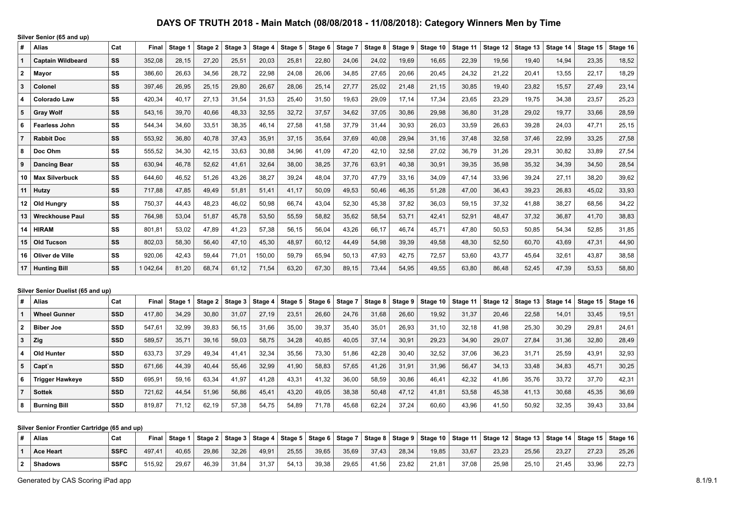# DAYS OF TRUTH 2018 - Main Match (08/08/2018 - 11/08/2018): Category Winners Men by Time

### Silver Senior (65 and up)

| # | Alias | Cat | Final | Stage 1 | Stage 2 | Stage 3 | Stage 4 | Stage 5 | Stage 6 | Stage 7 | Stage 8 | Stage 9 | Stage 10 | Stage 11 | Stage 12 | Stage 13 | Stage 14 | Stage 15 | Stage 16 |
|---|---|---|---|---|---|---|---|---|---|---|---|---|---|---|---|---|---|---|---|
| 1 | **Captain Wildbeard** | **SS** | 352,08 | 28,15 | 27,20 | 25,51 | 20,03 | 25,81 | 22,80 | 24,06 | 24,02 | 19,69 | 16,65 | 22,39 | 19,56 | 19,40 | 14,94 | 23,35 | 18,52 |
| 2 | **Mayor** | **SS** | 386,60 | 26,63 | 34,56 | 28,72 | 22,98 | 24,08 | 26,06 | 34,85 | 27,65 | 20,66 | 20,45 | 24,32 | 21,22 | 20,41 | 13,55 | 22,17 | 18,29 |
| 3 | **Colonel** | **SS** | 397,46 | 26,95 | 25,15 | 29,80 | 26,67 | 28,06 | 25,14 | 27,77 | 25,02 | 21,48 | 21,15 | 30,85 | 19,40 | 23,82 | 15,57 | 27,49 | 23,14 |
| 4 | **Colorado Law** | **SS** | 420,34 | 40,17 | 27,13 | 31,54 | 31,53 | 25,40 | 31,50 | 19,63 | 29,09 | 17,14 | 17,34 | 23,65 | 23,29 | 19,75 | 34,38 | 23,57 | 25,23 |
| 5 | **Gray Wolf** | **SS** | 543,16 | 39,70 | 40,66 | 48,33 | 32,55 | 32,72 | 37,57 | 34,62 | 37,05 | 30,86 | 29,98 | 36,80 | 31,28 | 29,02 | 19,77 | 33,66 | 28,59 |
| 6 | **Fearless John** | **SS** | 544,34 | 34,60 | 33,51 | 38,35 | 46,14 | 27,58 | 41,58 | 37,79 | 31,44 | 30,93 | 26,03 | 33,59 | 26,63 | 39,28 | 24,03 | 47,71 | 25,15 |
| 7 | **Rabbit Doc** | **SS** | 553,92 | 36,80 | 40,78 | 37,43 | 35,91 | 37,15 | 35,64 | 37,69 | 40,08 | 29,94 | 31,16 | 37,48 | 32,58 | 37,46 | 22,99 | 33,25 | 27,58 |
| 8 | **Doc Ohm** | **SS** | 555,52 | 34,30 | 42,15 | 33,63 | 30,88 | 34,96 | 41,09 | 47,20 | 42,10 | 32,58 | 27,02 | 36,79 | 31,26 | 29,31 | 30,82 | 33,89 | 27,54 |
| 9 | **Dancing Bear** | **SS** | 630,94 | 46,78 | 52,62 | 41,61 | 32,64 | 38,00 | 38,25 | 37,76 | 63,91 | 40,38 | 30,91 | 39,35 | 35,98 | 35,32 | 34,39 | 34,50 | 28,54 |
| 10 | **Max Silverbuck** | **SS** | 644,60 | 46,52 | 51,26 | 43,26 | 38,27 | 39,24 | 48,04 | 37,70 | 47,79 | 33,16 | 34,09 | 47,14 | 33,96 | 39,24 | 27,11 | 38,20 | 39,62 |
| 11 | **Hutzy** | **SS** | 717,88 | 47,85 | 49,49 | 51,81 | 51,41 | 41,17 | 50,09 | 49,53 | 50,46 | 46,35 | 51,28 | 47,00 | 36,43 | 39,23 | 26,83 | 45,02 | 33,93 |
| 12 | **Old Hungry** | **SS** | 750,37 | 44,43 | 48,23 | 46,02 | 50,98 | 66,74 | 43,04 | 52,30 | 45,38 | 37,82 | 36,03 | 59,15 | 37,32 | 41,88 | 38,27 | 68,56 | 34,22 |
| 13 | **Wreckhouse Paul** | **SS** | 764,98 | 53,04 | 51,87 | 45,78 | 53,50 | 55,59 | 58,82 | 35,62 | 58,54 | 53,71 | 42,41 | 52,91 | 48,47 | 37,32 | 36,87 | 41,70 | 38,83 |
| 14 | **HIRAM** | **SS** | 801,81 | 53,02 | 47,89 | 41,23 | 57,38 | 56,15 | 56,04 | 43,26 | 66,17 | 46,74 | 45,71 | 47,80 | 50,53 | 50,85 | 54,34 | 52,85 | 31,85 |
| 15 | **Old Tucson** | **SS** | 802,03 | 58,30 | 56,40 | 47,10 | 45,30 | 48,97 | 60,12 | 44,49 | 54,98 | 39,39 | 49,58 | 48,30 | 52,50 | 60,70 | 43,69 | 47,31 | 44,90 |
| 16 | **Oliver de Ville** | **SS** | 920,06 | 42,43 | 59,44 | 71,01 | 150,00 | 59,79 | 65,94 | 50,13 | 47,93 | 42,75 | 72,57 | 53,60 | 43,77 | 45,64 | 32,61 | 43,87 | 38,58 |
| 17 | **Hunting Bill** | **SS** | 1 042,64 | 81,20 | 68,74 | 61,12 | 71,54 | 63,20 | 67,30 | 89,15 | 73,44 | 54,95 | 49,55 | 63,80 | 86,48 | 52,45 | 47,39 | 53,53 | 58,80 |

### Silver Senior Duelist (65 and up)

| # | Alias | Cat | Final | Stage 1 | Stage 2 | Stage 3 | Stage 4 | Stage 5 | Stage 6 | Stage 7 | Stage 8 | Stage 9 | Stage 10 | Stage 11 | Stage 12 | Stage 13 | Stage 14 | Stage 15 | Stage 16 |
|---|---|---|---|---|---|---|---|---|---|---|---|---|---|---|---|---|---|---|---|
| 1 | **Wheel Gunner** | **SSD** | 417,80 | 34,29 | 30,80 | 31,07 | 27,19 | 23,51 | 26,60 | 24,76 | 31,68 | 26,60 | 19,92 | 31,37 | 20,46 | 22,58 | 14,01 | 33,45 | 19,51 |
| 2 | **Biber Joe** | **SSD** | 547,61 | 32,99 | 39,83 | 56,15 | 31,66 | 35,00 | 39,37 | 35,40 | 35,01 | 26,93 | 31,10 | 32,18 | 41,98 | 25,30 | 30,29 | 29,81 | 24,61 |
| 3 | **Zig** | **SSD** | 589,57 | 35,71 | 39,16 | 59,03 | 58,75 | 34,28 | 40,85 | 40,05 | 37,14 | 30,91 | 29,23 | 34,90 | 29,07 | 27,84 | 31,36 | 32,80 | 28,49 |
| 4 | **Old Hunter** | **SSD** | 633,73 | 37,29 | 49,34 | 41,41 | 32,34 | 35,56 | 73,30 | 51,86 | 42,28 | 30,40 | 32,52 | 37,06 | 36,23 | 31,71 | 25,59 | 43,91 | 32,93 |
| 5 | **Capt`n** | **SSD** | 671,66 | 44,39 | 40,44 | 55,46 | 32,99 | 41,90 | 58,83 | 57,65 | 41,26 | 31,91 | 31,96 | 56,47 | 34,13 | 33,48 | 34,83 | 45,71 | 30,25 |
| 6 | **Trigger Hawkeye** | **SSD** | 695,91 | 59,16 | 63,34 | 41,97 | 41,28 | 43,31 | 41,32 | 36,00 | 58,59 | 30,86 | 46,41 | 42,32 | 41,86 | 35,76 | 33,72 | 37,70 | 42,31 |
| 7 | **Sottek** | **SSD** | 721,62 | 44,54 | 51,96 | 56,86 | 45,41 | 43,20 | 49,05 | 38,38 | 50,48 | 47,12 | 41,81 | 53,58 | 45,38 | 41,13 | 30,68 | 45,35 | 36,69 |
| 8 | **Burning Bill** | **SSD** | 819,87 | 71,12 | 62,19 | 57,38 | 54,75 | 54,89 | 71,78 | 45,68 | 62,24 | 37,24 | 60,60 | 43,96 | 41,50 | 50,92 | 32,35 | 39,43 | 33,84 |

### Silver Senior Frontier Cartridge (65 and up)

| # | Alias | Cat | Final | Stage 1 | Stage 2 | Stage 3 | Stage 4 | Stage 5 | Stage 6 | Stage 7 | Stage 8 | Stage 9 | Stage 10 | Stage 11 | Stage 12 | Stage 13 | Stage 14 | Stage 15 | Stage 16 |
|---|---|---|---|---|---|---|---|---|---|---|---|---|---|---|---|---|---|---|---|
| 1 | **Ace Heart** | **SSFC** | 497,41 | 40,65 | 29,86 | 32,26 | 49,91 | 25,55 | 39,65 | 35,69 | 37,43 | 28,34 | 19,85 | 33,67 | 23,23 | 25,56 | 23,27 | 27,23 | 25,26 |
| 2 | **Shadows** | **SSFC** | 515,92 | 29,67 | 46,39 | 31,84 | 31,37 | 54,13 | 39,38 | 29,65 | 41,56 | 23,82 | 21,81 | 37,08 | 25,98 | 25,10 | 21,45 | 33,96 | 22,73 |

Generated by CAS Scoring iPad app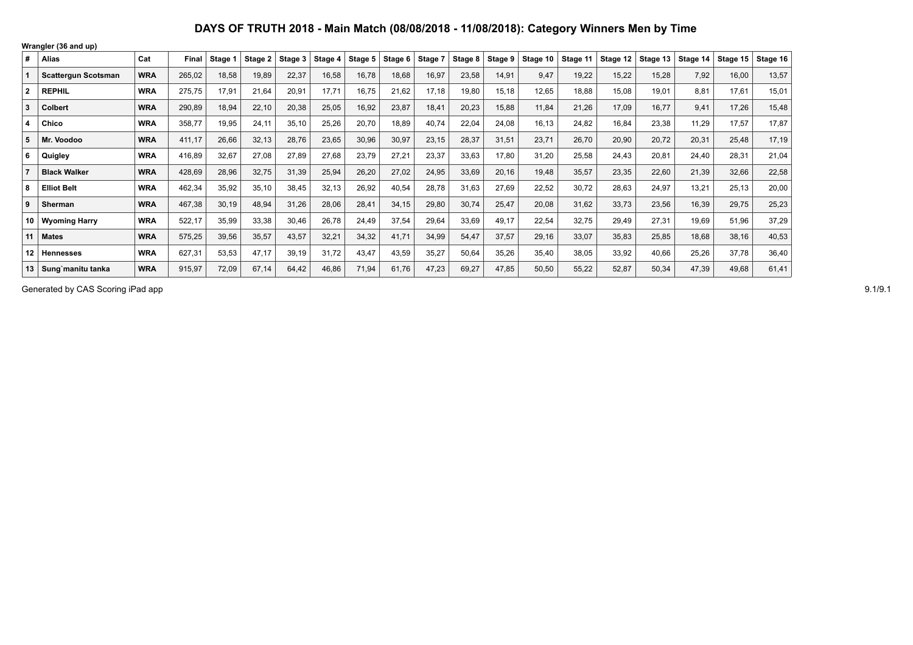# DAYS OF TRUTH 2018 - Main Match (08/08/2018 - 11/08/2018): Category Winners Men by Time

**Wrangler (36 and up)**

| # | Alias | Cat | Final | Stage 1 | Stage 2 | Stage 3 | Stage 4 | Stage 5 | Stage 6 | Stage 7 | Stage 8 | Stage 9 | Stage 10 | Stage 11 | Stage 12 | Stage 13 | Stage 14 | Stage 15 | Stage 16 |
|---|---|---|---|---|---|---|---|---|---|---|---|---|---|---|---|---|---|---|---|
| 1 | **Scattergun Scotsman** | **WRA** | 265,02 | 18,58 | 19,89 | 22,37 | 16,58 | 16,78 | 18,68 | 16,97 | 23,58 | 14,91 | 9,47 | 19,22 | 15,22 | 15,28 | 7,92 | 16,00 | 13,57 |
| 2 | **REPHIL** | **WRA** | 275,75 | 17,91 | 21,64 | 20,91 | 17,71 | 16,75 | 21,62 | 17,18 | 19,80 | 15,18 | 12,65 | 18,88 | 15,08 | 19,01 | 8,81 | 17,61 | 15,01 |
| 3 | **Colbert** | **WRA** | 290,89 | 18,94 | 22,10 | 20,38 | 25,05 | 16,92 | 23,87 | 18,41 | 20,23 | 15,88 | 11,84 | 21,26 | 17,09 | 16,77 | 9,41 | 17,26 | 15,48 |
| 4 | **Chico** | **WRA** | 358,77 | 19,95 | 24,11 | 35,10 | 25,26 | 20,70 | 18,89 | 40,74 | 22,04 | 24,08 | 16,13 | 24,82 | 16,84 | 23,38 | 11,29 | 17,57 | 17,87 |
| 5 | **Mr. Voodoo** | **WRA** | 411,17 | 26,66 | 32,13 | 28,76 | 23,65 | 30,96 | 30,97 | 23,15 | 28,37 | 31,51 | 23,71 | 26,70 | 20,90 | 20,72 | 20,31 | 25,48 | 17,19 |
| 6 | **Quigley** | **WRA** | 416,89 | 32,67 | 27,08 | 27,89 | 27,68 | 23,79 | 27,21 | 23,37 | 33,63 | 17,80 | 31,20 | 25,58 | 24,43 | 20,81 | 24,40 | 28,31 | 21,04 |
| 7 | **Black Walker** | **WRA** | 428,69 | 28,96 | 32,75 | 31,39 | 25,94 | 26,20 | 27,02 | 24,95 | 33,69 | 20,16 | 19,48 | 35,57 | 23,35 | 22,60 | 21,39 | 32,66 | 22,58 |
| 8 | **Elliot Belt** | **WRA** | 462,34 | 35,92 | 35,10 | 38,45 | 32,13 | 26,92 | 40,54 | 28,78 | 31,63 | 27,69 | 22,52 | 30,72 | 28,63 | 24,97 | 13,21 | 25,13 | 20,00 |
| 9 | **Sherman** | **WRA** | 467,38 | 30,19 | 48,94 | 31,26 | 28,06 | 28,41 | 34,15 | 29,80 | 30,74 | 25,47 | 20,08 | 31,62 | 33,73 | 23,56 | 16,39 | 29,75 | 25,23 |
| 10 | **Wyoming Harry** | **WRA** | 522,17 | 35,99 | 33,38 | 30,46 | 26,78 | 24,49 | 37,54 | 29,64 | 33,69 | 49,17 | 22,54 | 32,75 | 29,49 | 27,31 | 19,69 | 51,96 | 37,29 |
| 11 | **Mates** | **WRA** | 575,25 | 39,56 | 35,57 | 43,57 | 32,21 | 34,32 | 41,71 | 34,99 | 54,47 | 37,57 | 29,16 | 33,07 | 35,83 | 25,85 | 18,68 | 38,16 | 40,53 |
| 12 | **Hennesses** | **WRA** | 627,31 | 53,53 | 47,17 | 39,19 | 31,72 | 43,47 | 43,59 | 35,27 | 50,64 | 35,26 | 35,40 | 38,05 | 33,92 | 40,66 | 25,26 | 37,78 | 36,40 |
| 13 | **Sung`manitu tanka** | **WRA** | 915,97 | 72,09 | 67,14 | 64,42 | 46,86 | 71,94 | 61,76 | 47,23 | 69,27 | 47,85 | 50,50 | 55,22 | 52,87 | 50,34 | 47,39 | 49,68 | 61,41 |

Generated by CAS Scoring iPad app